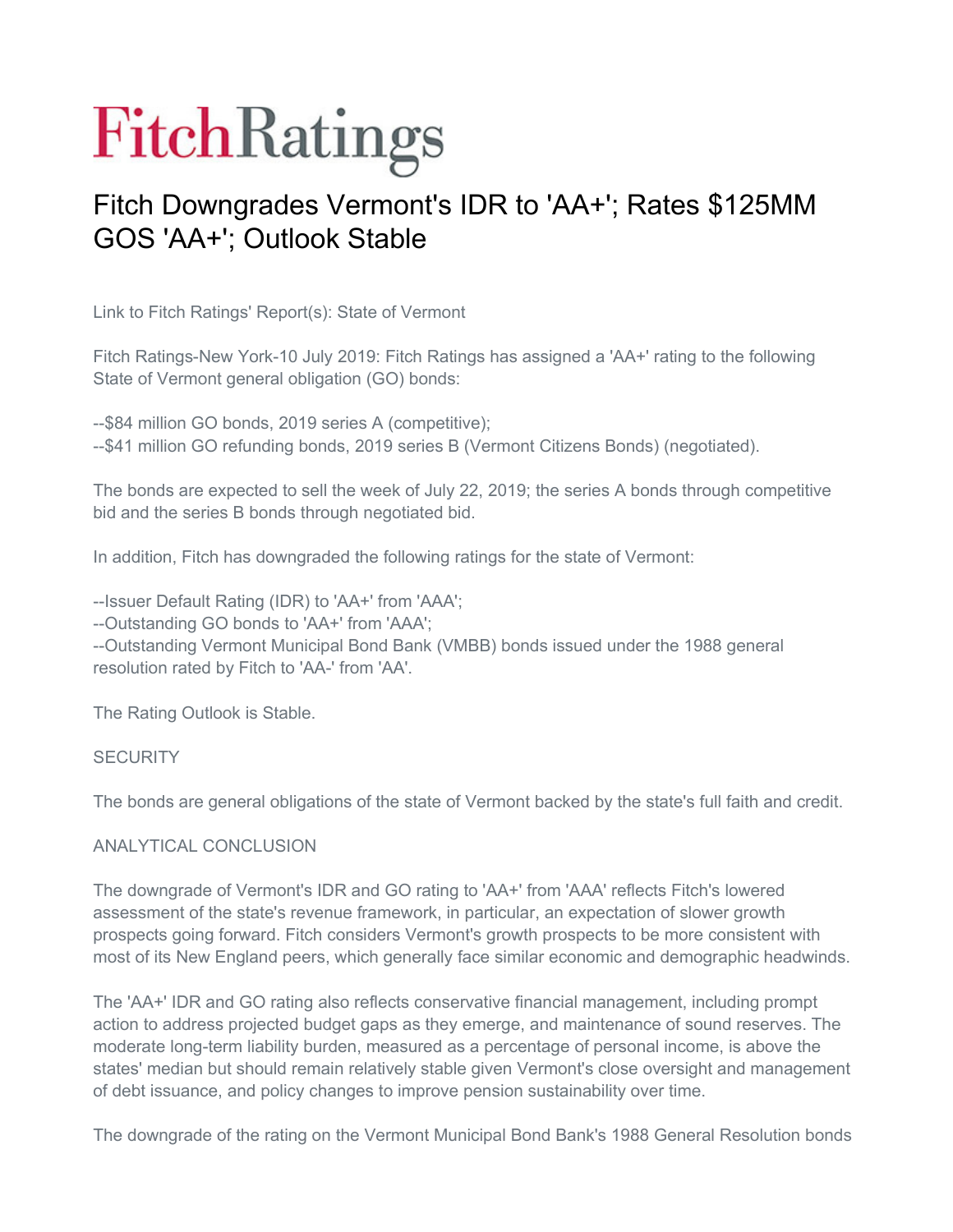# Fitch Ratings

## Fitch Downgrades Vermont's IDR to 'AA+'; Rates $125MM GOS 'AA+'; Outlook Stable

Link to Fitch Ratings' Report(s): State of Vermont

Fitch Ratings-New York-10 July 2019: Fitch Ratings has assigned a 'AA+' rating to the following State of Vermont general obligation (GO) bonds:

--$84 million GO bonds, 2019 series A (competitive);
--$41 million GO refunding bonds, 2019 series B (Vermont Citizens Bonds) (negotiated).

The bonds are expected to sell the week of July 22, 2019; the series A bonds through competitive bid and the series B bonds through negotiated bid.

In addition, Fitch has downgraded the following ratings for the state of Vermont:

--Issuer Default Rating (IDR) to 'AA+' from 'AAA';
--Outstanding GO bonds to 'AA+' from 'AAA';
--Outstanding Vermont Municipal Bond Bank (VMBB) bonds issued under the 1988 general resolution rated by Fitch to 'AA-' from 'AA'.

The Rating Outlook is Stable.

SECURITY

The bonds are general obligations of the state of Vermont backed by the state's full faith and credit.

ANALYTICAL CONCLUSION

The downgrade of Vermont's IDR and GO rating to 'AA+' from 'AAA' reflects Fitch's lowered assessment of the state's revenue framework, in particular, an expectation of slower growth prospects going forward. Fitch considers Vermont's growth prospects to be more consistent with most of its New England peers, which generally face similar economic and demographic headwinds.

The 'AA+' IDR and GO rating also reflects conservative financial management, including prompt action to address projected budget gaps as they emerge, and maintenance of sound reserves. The moderate long-term liability burden, measured as a percentage of personal income, is above the states' median but should remain relatively stable given Vermont's close oversight and management of debt issuance, and policy changes to improve pension sustainability over time.

The downgrade of the rating on the Vermont Municipal Bond Bank's 1988 General Resolution bonds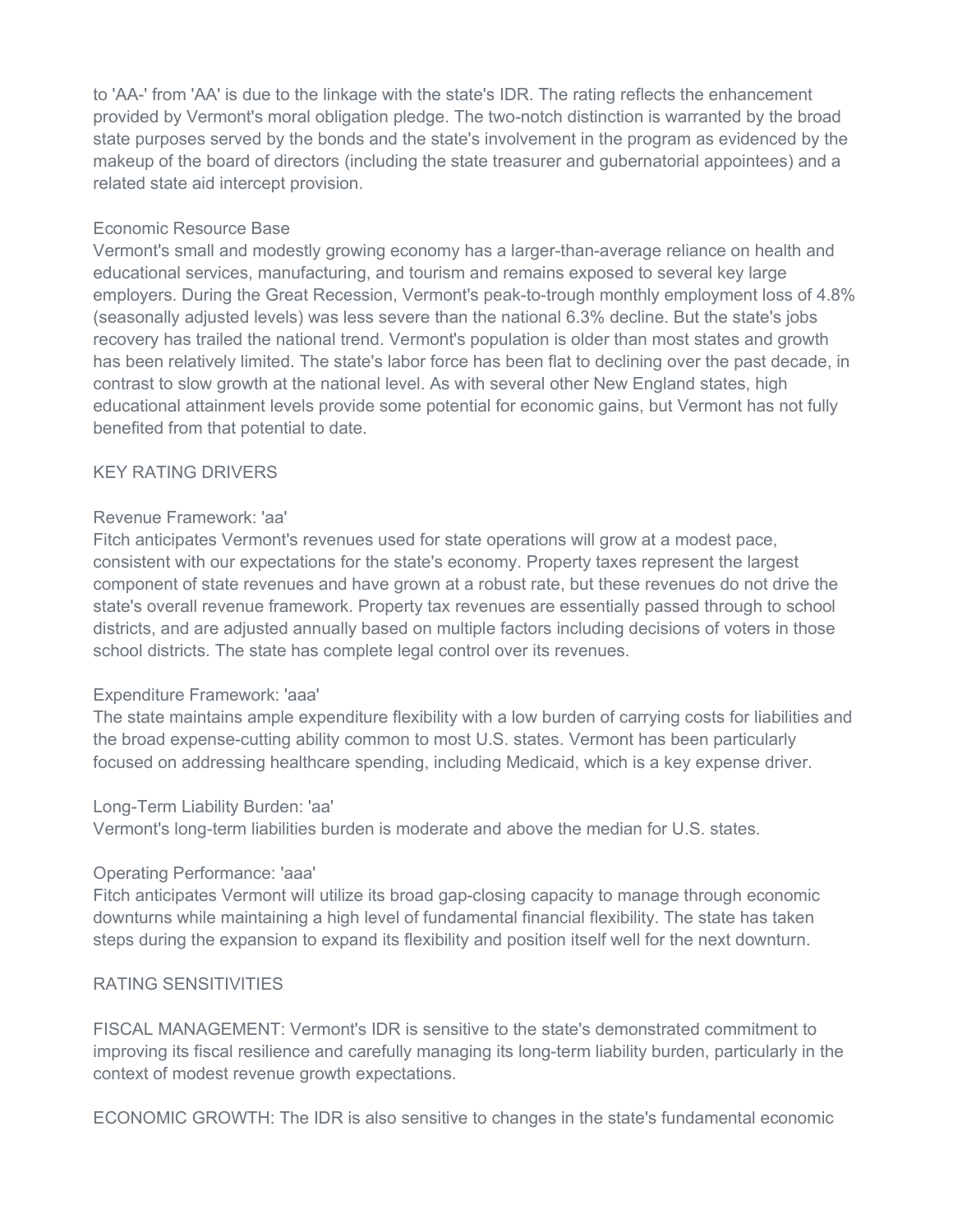to 'AA-' from 'AA' is due to the linkage with the state's IDR. The rating reflects the enhancement provided by Vermont's moral obligation pledge. The two-notch distinction is warranted by the broad state purposes served by the bonds and the state's involvement in the program as evidenced by the makeup of the board of directors (including the state treasurer and gubernatorial appointees) and a related state aid intercept provision.

### Economic Resource Base

Vermont's small and modestly growing economy has a larger-than-average reliance on health and educational services, manufacturing, and tourism and remains exposed to several key large employers. During the Great Recession, Vermont's peak-to-trough monthly employment loss of 4.8% (seasonally adjusted levels) was less severe than the national 6.3% decline. But the state's jobs recovery has trailed the national trend. Vermont's population is older than most states and growth has been relatively limited. The state's labor force has been flat to declining over the past decade, in contrast to slow growth at the national level. As with several other New England states, high educational attainment levels provide some potential for economic gains, but Vermont has not fully benefited from that potential to date.

## KEY RATING DRIVERS

### Revenue Framework: 'aa'

Fitch anticipates Vermont's revenues used for state operations will grow at a modest pace, consistent with our expectations for the state's economy. Property taxes represent the largest component of state revenues and have grown at a robust rate, but these revenues do not drive the state's overall revenue framework. Property tax revenues are essentially passed through to school districts, and are adjusted annually based on multiple factors including decisions of voters in those school districts. The state has complete legal control over its revenues.

### Expenditure Framework: 'aaa'

The state maintains ample expenditure flexibility with a low burden of carrying costs for liabilities and the broad expense-cutting ability common to most U.S. states. Vermont has been particularly focused on addressing healthcare spending, including Medicaid, which is a key expense driver.

### Long-Term Liability Burden: 'aa'

Vermont's long-term liabilities burden is moderate and above the median for U.S. states.

### Operating Performance: 'aaa'

Fitch anticipates Vermont will utilize its broad gap-closing capacity to manage through economic downturns while maintaining a high level of fundamental financial flexibility. The state has taken steps during the expansion to expand its flexibility and position itself well for the next downturn.

## RATING SENSITIVITIES

FISCAL MANAGEMENT: Vermont's IDR is sensitive to the state's demonstrated commitment to improving its fiscal resilience and carefully managing its long-term liability burden, particularly in the context of modest revenue growth expectations.

ECONOMIC GROWTH: The IDR is also sensitive to changes in the state's fundamental economic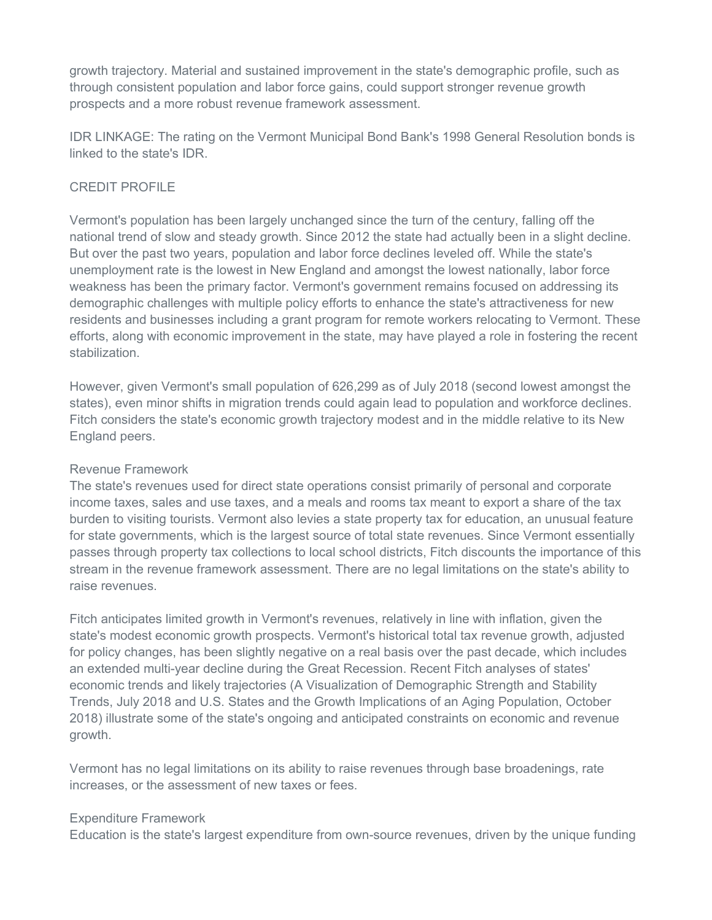growth trajectory. Material and sustained improvement in the state's demographic profile, such as through consistent population and labor force gains, could support stronger revenue growth prospects and a more robust revenue framework assessment.

IDR LINKAGE: The rating on the Vermont Municipal Bond Bank's 1998 General Resolution bonds is linked to the state's IDR.

## CREDIT PROFILE

Vermont's population has been largely unchanged since the turn of the century, falling off the national trend of slow and steady growth. Since 2012 the state had actually been in a slight decline. But over the past two years, population and labor force declines leveled off. While the state's unemployment rate is the lowest in New England and amongst the lowest nationally, labor force weakness has been the primary factor. Vermont's government remains focused on addressing its demographic challenges with multiple policy efforts to enhance the state's attractiveness for new residents and businesses including a grant program for remote workers relocating to Vermont. These efforts, along with economic improvement in the state, may have played a role in fostering the recent stabilization.

However, given Vermont's small population of 626,299 as of July 2018 (second lowest amongst the states), even minor shifts in migration trends could again lead to population and workforce declines. Fitch considers the state's economic growth trajectory modest and in the middle relative to its New England peers.

### Revenue Framework

The state's revenues used for direct state operations consist primarily of personal and corporate income taxes, sales and use taxes, and a meals and rooms tax meant to export a share of the tax burden to visiting tourists. Vermont also levies a state property tax for education, an unusual feature for state governments, which is the largest source of total state revenues. Since Vermont essentially passes through property tax collections to local school districts, Fitch discounts the importance of this stream in the revenue framework assessment. There are no legal limitations on the state's ability to raise revenues.

Fitch anticipates limited growth in Vermont's revenues, relatively in line with inflation, given the state's modest economic growth prospects. Vermont's historical total tax revenue growth, adjusted for policy changes, has been slightly negative on a real basis over the past decade, which includes an extended multi-year decline during the Great Recession. Recent Fitch analyses of states' economic trends and likely trajectories (A Visualization of Demographic Strength and Stability Trends, July 2018 and U.S. States and the Growth Implications of an Aging Population, October 2018) illustrate some of the state's ongoing and anticipated constraints on economic and revenue growth.

Vermont has no legal limitations on its ability to raise revenues through base broadenings, rate increases, or the assessment of new taxes or fees.

### Expenditure Framework

Education is the state's largest expenditure from own-source revenues, driven by the unique funding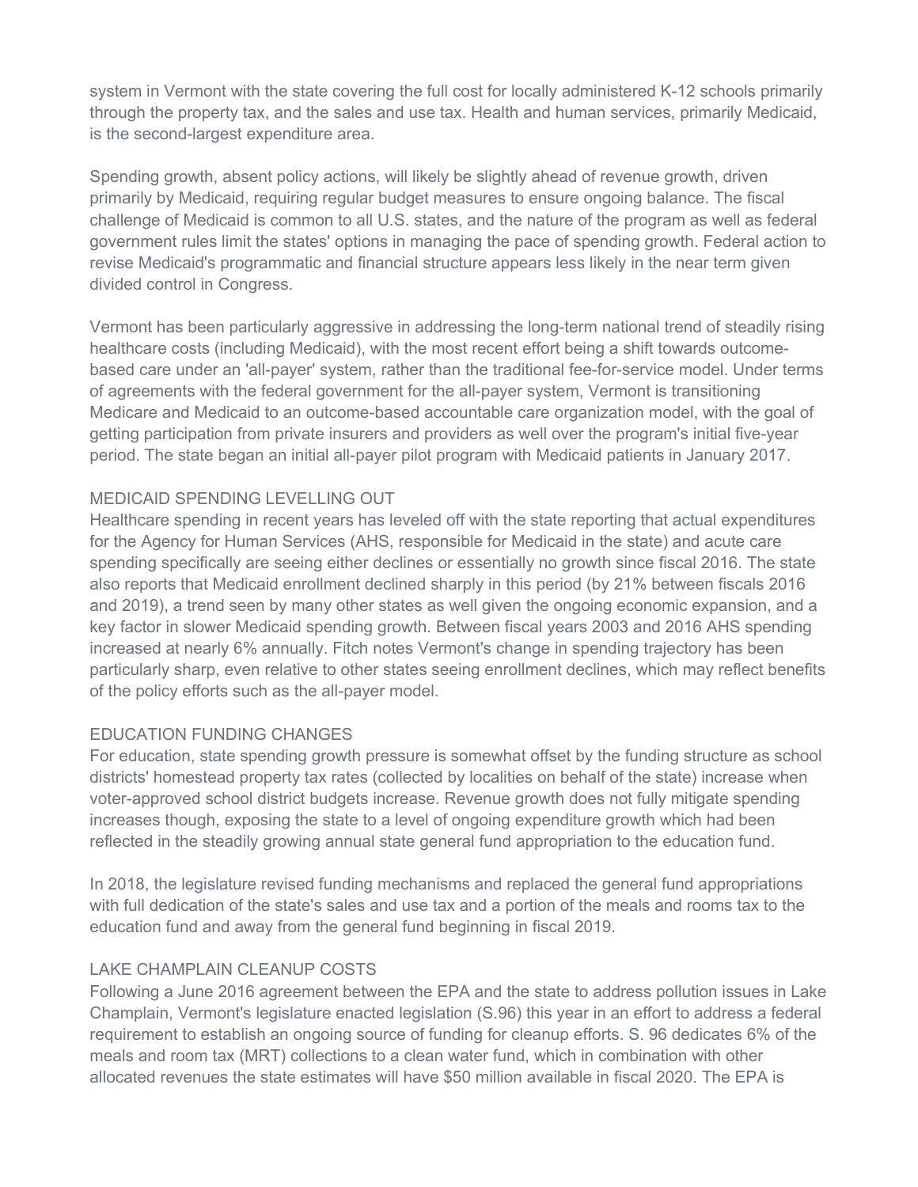system in Vermont with the state covering the full cost for locally administered K-12 schools primarily through the property tax, and the sales and use tax. Health and human services, primarily Medicaid, is the second-largest expenditure area.

Spending growth, absent policy actions, will likely be slightly ahead of revenue growth, driven primarily by Medicaid, requiring regular budget measures to ensure ongoing balance. The fiscal challenge of Medicaid is common to all U.S. states, and the nature of the program as well as federal government rules limit the states' options in managing the pace of spending growth. Federal action to revise Medicaid's programmatic and financial structure appears less likely in the near term given divided control in Congress.

Vermont has been particularly aggressive in addressing the long-term national trend of steadily rising healthcare costs (including Medicaid), with the most recent effort being a shift towards outcome-based care under an 'all-payer' system, rather than the traditional fee-for-service model. Under terms of agreements with the federal government for the all-payer system, Vermont is transitioning Medicare and Medicaid to an outcome-based accountable care organization model, with the goal of getting participation from private insurers and providers as well over the program's initial five-year period. The state began an initial all-payer pilot program with Medicaid patients in January 2017.

## MEDICAID SPENDING LEVELLING OUT

Healthcare spending in recent years has leveled off with the state reporting that actual expenditures for the Agency for Human Services (AHS, responsible for Medicaid in the state) and acute care spending specifically are seeing either declines or essentially no growth since fiscal 2016. The state also reports that Medicaid enrollment declined sharply in this period (by 21% between fiscals 2016 and 2019), a trend seen by many other states as well given the ongoing economic expansion, and a key factor in slower Medicaid spending growth. Between fiscal years 2003 and 2016 AHS spending increased at nearly 6% annually. Fitch notes Vermont's change in spending trajectory has been particularly sharp, even relative to other states seeing enrollment declines, which may reflect benefits of the policy efforts such as the all-payer model.

## EDUCATION FUNDING CHANGES

For education, state spending growth pressure is somewhat offset by the funding structure as school districts' homestead property tax rates (collected by localities on behalf of the state) increase when voter-approved school district budgets increase. Revenue growth does not fully mitigate spending increases though, exposing the state to a level of ongoing expenditure growth which had been reflected in the steadily growing annual state general fund appropriation to the education fund.

In 2018, the legislature revised funding mechanisms and replaced the general fund appropriations with full dedication of the state's sales and use tax and a portion of the meals and rooms tax to the education fund and away from the general fund beginning in fiscal 2019.

## LAKE CHAMPLAIN CLEANUP COSTS

Following a June 2016 agreement between the EPA and the state to address pollution issues in Lake Champlain, Vermont's legislature enacted legislation (S.96) this year in an effort to address a federal requirement to establish an ongoing source of funding for cleanup efforts. S. 96 dedicates 6% of the meals and room tax (MRT) collections to a clean water fund, which in combination with other allocated revenues the state estimates will have $50 million available in fiscal 2020. The EPA is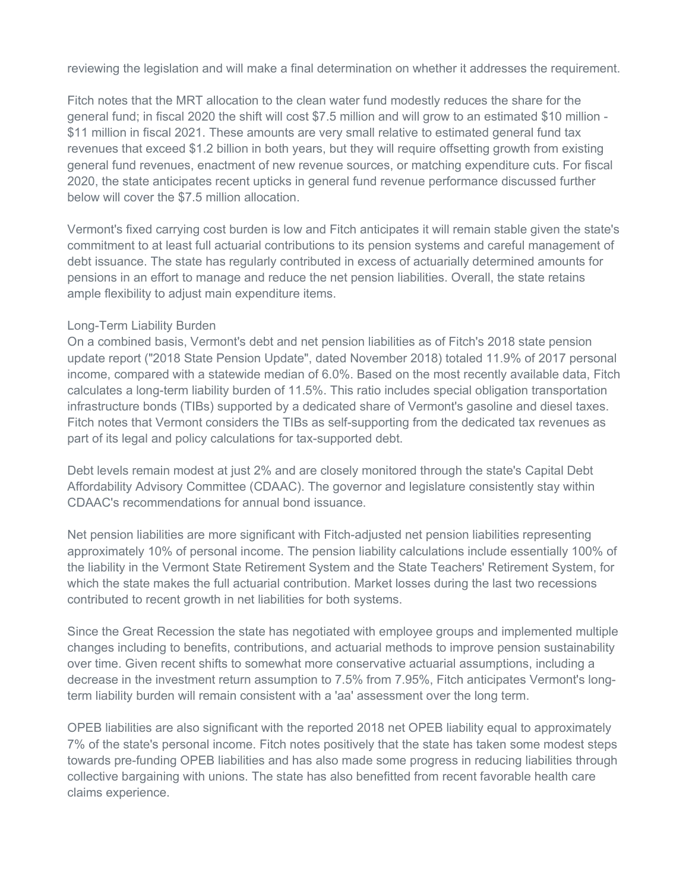reviewing the legislation and will make a final determination on whether it addresses the requirement.

Fitch notes that the MRT allocation to the clean water fund modestly reduces the share for the general fund; in fiscal 2020 the shift will cost $7.5 million and will grow to an estimated $10 million - $11 million in fiscal 2021. These amounts are very small relative to estimated general fund tax revenues that exceed $1.2 billion in both years, but they will require offsetting growth from existing general fund revenues, enactment of new revenue sources, or matching expenditure cuts. For fiscal 2020, the state anticipates recent upticks in general fund revenue performance discussed further below will cover the $7.5 million allocation.

Vermont's fixed carrying cost burden is low and Fitch anticipates it will remain stable given the state's commitment to at least full actuarial contributions to its pension systems and careful management of debt issuance. The state has regularly contributed in excess of actuarially determined amounts for pensions in an effort to manage and reduce the net pension liabilities. Overall, the state retains ample flexibility to adjust main expenditure items.

Long-Term Liability Burden

On a combined basis, Vermont's debt and net pension liabilities as of Fitch's 2018 state pension update report ("2018 State Pension Update", dated November 2018) totaled 11.9% of 2017 personal income, compared with a statewide median of 6.0%. Based on the most recently available data, Fitch calculates a long-term liability burden of 11.5%. This ratio includes special obligation transportation infrastructure bonds (TIBs) supported by a dedicated share of Vermont's gasoline and diesel taxes. Fitch notes that Vermont considers the TIBs as self-supporting from the dedicated tax revenues as part of its legal and policy calculations for tax-supported debt.

Debt levels remain modest at just 2% and are closely monitored through the state's Capital Debt Affordability Advisory Committee (CDAAC). The governor and legislature consistently stay within CDAAC's recommendations for annual bond issuance.

Net pension liabilities are more significant with Fitch-adjusted net pension liabilities representing approximately 10% of personal income. The pension liability calculations include essentially 100% of the liability in the Vermont State Retirement System and the State Teachers' Retirement System, for which the state makes the full actuarial contribution. Market losses during the last two recessions contributed to recent growth in net liabilities for both systems.

Since the Great Recession the state has negotiated with employee groups and implemented multiple changes including to benefits, contributions, and actuarial methods to improve pension sustainability over time. Given recent shifts to somewhat more conservative actuarial assumptions, including a decrease in the investment return assumption to 7.5% from 7.95%, Fitch anticipates Vermont's long-term liability burden will remain consistent with a 'aa' assessment over the long term.

OPEB liabilities are also significant with the reported 2018 net OPEB liability equal to approximately 7% of the state's personal income. Fitch notes positively that the state has taken some modest steps towards pre-funding OPEB liabilities and has also made some progress in reducing liabilities through collective bargaining with unions. The state has also benefitted from recent favorable health care claims experience.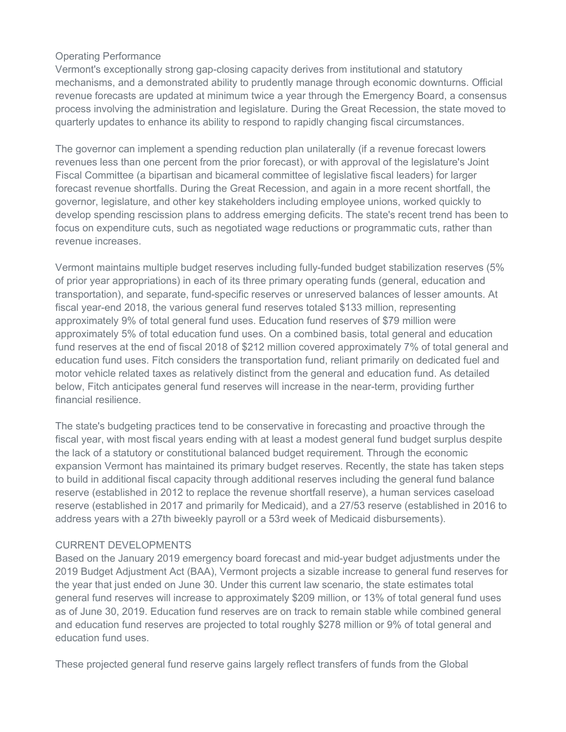## Operating Performance

Vermont's exceptionally strong gap-closing capacity derives from institutional and statutory mechanisms, and a demonstrated ability to prudently manage through economic downturns. Official revenue forecasts are updated at minimum twice a year through the Emergency Board, a consensus process involving the administration and legislature. During the Great Recession, the state moved to quarterly updates to enhance its ability to respond to rapidly changing fiscal circumstances.

The governor can implement a spending reduction plan unilaterally (if a revenue forecast lowers revenues less than one percent from the prior forecast), or with approval of the legislature's Joint Fiscal Committee (a bipartisan and bicameral committee of legislative fiscal leaders) for larger forecast revenue shortfalls. During the Great Recession, and again in a more recent shortfall, the governor, legislature, and other key stakeholders including employee unions, worked quickly to develop spending rescission plans to address emerging deficits. The state's recent trend has been to focus on expenditure cuts, such as negotiated wage reductions or programmatic cuts, rather than revenue increases.

Vermont maintains multiple budget reserves including fully-funded budget stabilization reserves (5% of prior year appropriations) in each of its three primary operating funds (general, education and transportation), and separate, fund-specific reserves or unreserved balances of lesser amounts. At fiscal year-end 2018, the various general fund reserves totaled $133 million, representing approximately 9% of total general fund uses. Education fund reserves of $79 million were approximately 5% of total education fund uses. On a combined basis, total general and education fund reserves at the end of fiscal 2018 of $212 million covered approximately 7% of total general and education fund uses. Fitch considers the transportation fund, reliant primarily on dedicated fuel and motor vehicle related taxes as relatively distinct from the general and education fund. As detailed below, Fitch anticipates general fund reserves will increase in the near-term, providing further financial resilience.

The state's budgeting practices tend to be conservative in forecasting and proactive through the fiscal year, with most fiscal years ending with at least a modest general fund budget surplus despite the lack of a statutory or constitutional balanced budget requirement. Through the economic expansion Vermont has maintained its primary budget reserves. Recently, the state has taken steps to build in additional fiscal capacity through additional reserves including the general fund balance reserve (established in 2012 to replace the revenue shortfall reserve), a human services caseload reserve (established in 2017 and primarily for Medicaid), and a 27/53 reserve (established in 2016 to address years with a 27th biweekly payroll or a 53rd week of Medicaid disbursements).

## CURRENT DEVELOPMENTS

Based on the January 2019 emergency board forecast and mid-year budget adjustments under the 2019 Budget Adjustment Act (BAA), Vermont projects a sizable increase to general fund reserves for the year that just ended on June 30. Under this current law scenario, the state estimates total general fund reserves will increase to approximately $209 million, or 13% of total general fund uses as of June 30, 2019. Education fund reserves are on track to remain stable while combined general and education fund reserves are projected to total roughly $278 million or 9% of total general and education fund uses.

These projected general fund reserve gains largely reflect transfers of funds from the Global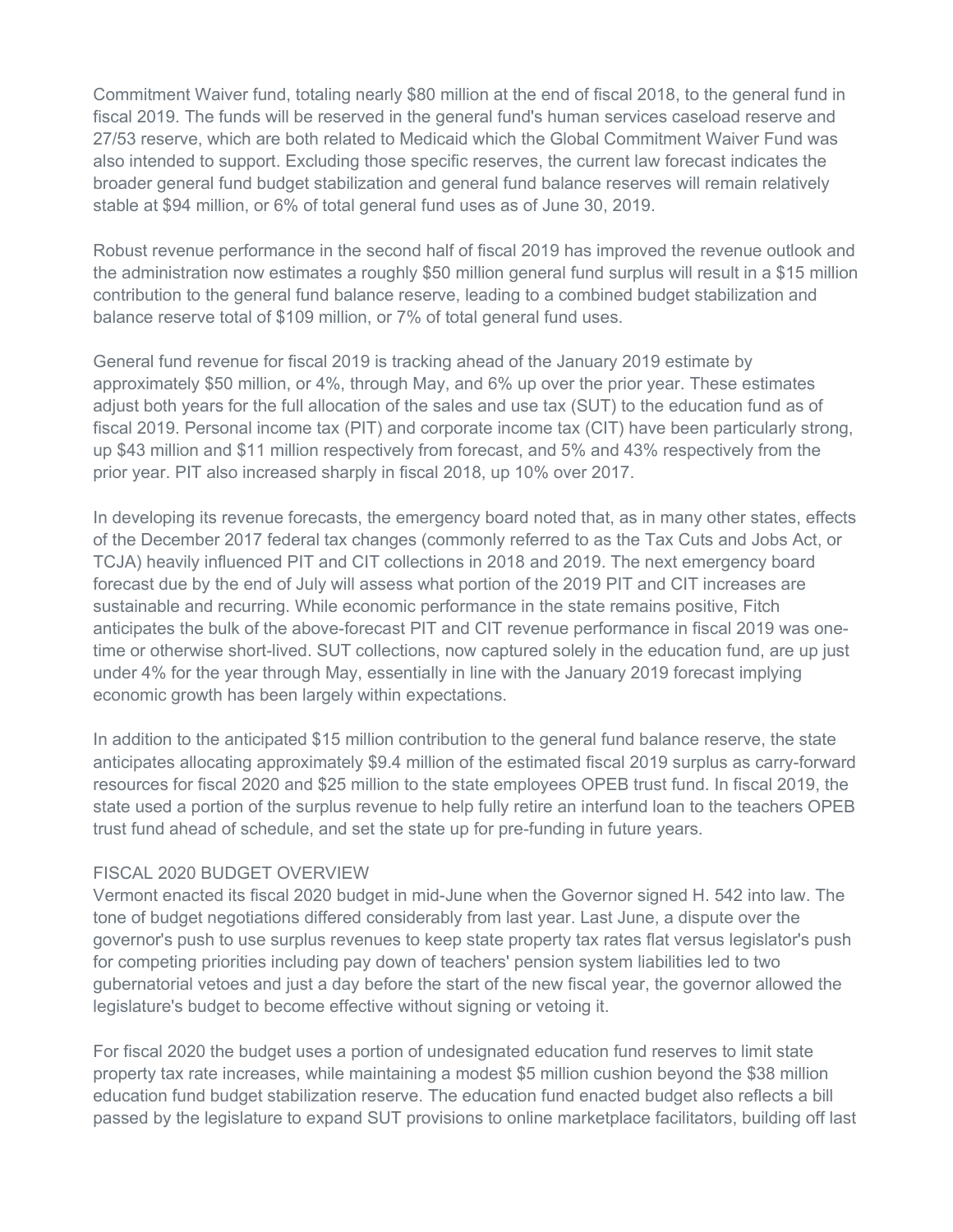Commitment Waiver fund, totaling nearly $80 million at the end of fiscal 2018, to the general fund in fiscal 2019. The funds will be reserved in the general fund's human services caseload reserve and 27/53 reserve, which are both related to Medicaid which the Global Commitment Waiver Fund was also intended to support. Excluding those specific reserves, the current law forecast indicates the broader general fund budget stabilization and general fund balance reserves will remain relatively stable at $94 million, or 6% of total general fund uses as of June 30, 2019.

Robust revenue performance in the second half of fiscal 2019 has improved the revenue outlook and the administration now estimates a roughly $50 million general fund surplus will result in a $15 million contribution to the general fund balance reserve, leading to a combined budget stabilization and balance reserve total of $109 million, or 7% of total general fund uses.

General fund revenue for fiscal 2019 is tracking ahead of the January 2019 estimate by approximately $50 million, or 4%, through May, and 6% up over the prior year. These estimates adjust both years for the full allocation of the sales and use tax (SUT) to the education fund as of fiscal 2019. Personal income tax (PIT) and corporate income tax (CIT) have been particularly strong, up $43 million and $11 million respectively from forecast, and 5% and 43% respectively from the prior year. PIT also increased sharply in fiscal 2018, up 10% over 2017.

In developing its revenue forecasts, the emergency board noted that, as in many other states, effects of the December 2017 federal tax changes (commonly referred to as the Tax Cuts and Jobs Act, or TCJA) heavily influenced PIT and CIT collections in 2018 and 2019. The next emergency board forecast due by the end of July will assess what portion of the 2019 PIT and CIT increases are sustainable and recurring. While economic performance in the state remains positive, Fitch anticipates the bulk of the above-forecast PIT and CIT revenue performance in fiscal 2019 was one-time or otherwise short-lived. SUT collections, now captured solely in the education fund, are up just under 4% for the year through May, essentially in line with the January 2019 forecast implying economic growth has been largely within expectations.

In addition to the anticipated $15 million contribution to the general fund balance reserve, the state anticipates allocating approximately $9.4 million of the estimated fiscal 2019 surplus as carry-forward resources for fiscal 2020 and $25 million to the state employees OPEB trust fund. In fiscal 2019, the state used a portion of the surplus revenue to help fully retire an interfund loan to the teachers OPEB trust fund ahead of schedule, and set the state up for pre-funding in future years.

FISCAL 2020 BUDGET OVERVIEW

Vermont enacted its fiscal 2020 budget in mid-June when the Governor signed H. 542 into law. The tone of budget negotiations differed considerably from last year. Last June, a dispute over the governor's push to use surplus revenues to keep state property tax rates flat versus legislator's push for competing priorities including pay down of teachers' pension system liabilities led to two gubernatorial vetoes and just a day before the start of the new fiscal year, the governor allowed the legislature's budget to become effective without signing or vetoing it.

For fiscal 2020 the budget uses a portion of undesignated education fund reserves to limit state property tax rate increases, while maintaining a modest $5 million cushion beyond the $38 million education fund budget stabilization reserve. The education fund enacted budget also reflects a bill passed by the legislature to expand SUT provisions to online marketplace facilitators, building off last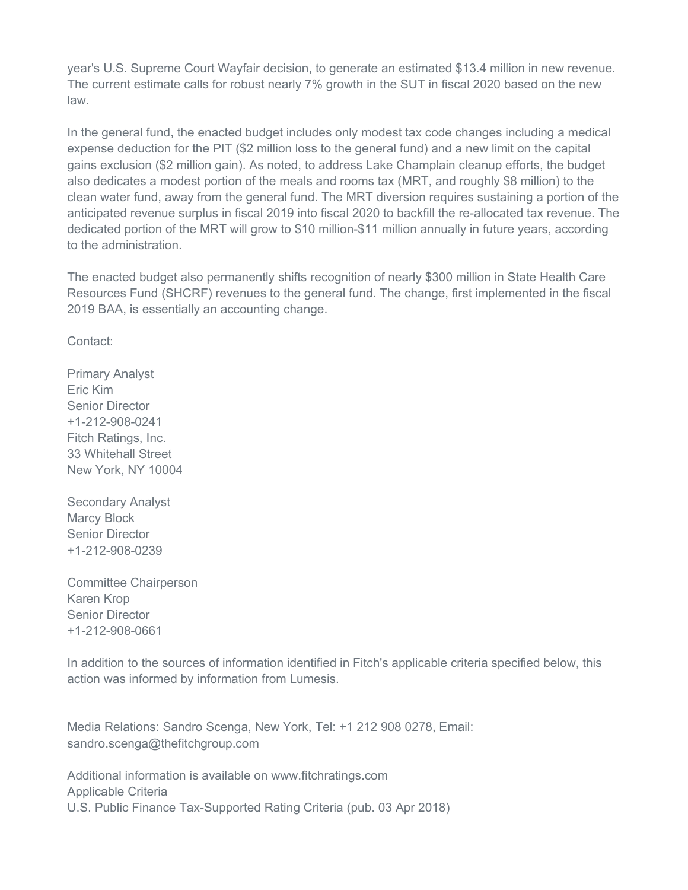year's U.S. Supreme Court Wayfair decision, to generate an estimated $13.4 million in new revenue. The current estimate calls for robust nearly 7% growth in the SUT in fiscal 2020 based on the new law.

In the general fund, the enacted budget includes only modest tax code changes including a medical expense deduction for the PIT ($2 million loss to the general fund) and a new limit on the capital gains exclusion ($2 million gain). As noted, to address Lake Champlain cleanup efforts, the budget also dedicates a modest portion of the meals and rooms tax (MRT, and roughly $8 million) to the clean water fund, away from the general fund. The MRT diversion requires sustaining a portion of the anticipated revenue surplus in fiscal 2019 into fiscal 2020 to backfill the re-allocated tax revenue. The dedicated portion of the MRT will grow to $10 million-$11 million annually in future years, according to the administration.

The enacted budget also permanently shifts recognition of nearly $300 million in State Health Care Resources Fund (SHCRF) revenues to the general fund. The change, first implemented in the fiscal 2019 BAA, is essentially an accounting change.

Contact:

Primary Analyst
Eric Kim
Senior Director
+1-212-908-0241
Fitch Ratings, Inc.
33 Whitehall Street
New York, NY 10004

Secondary Analyst
Marcy Block
Senior Director
+1-212-908-0239

Committee Chairperson
Karen Krop
Senior Director
+1-212-908-0661

In addition to the sources of information identified in Fitch's applicable criteria specified below, this action was informed by information from Lumesis.

Media Relations: Sandro Scenga, New York, Tel: +1 212 908 0278, Email: sandro.scenga@thefitchgroup.com

Additional information is available on www.fitchratings.com
Applicable Criteria
U.S. Public Finance Tax-Supported Rating Criteria (pub. 03 Apr 2018)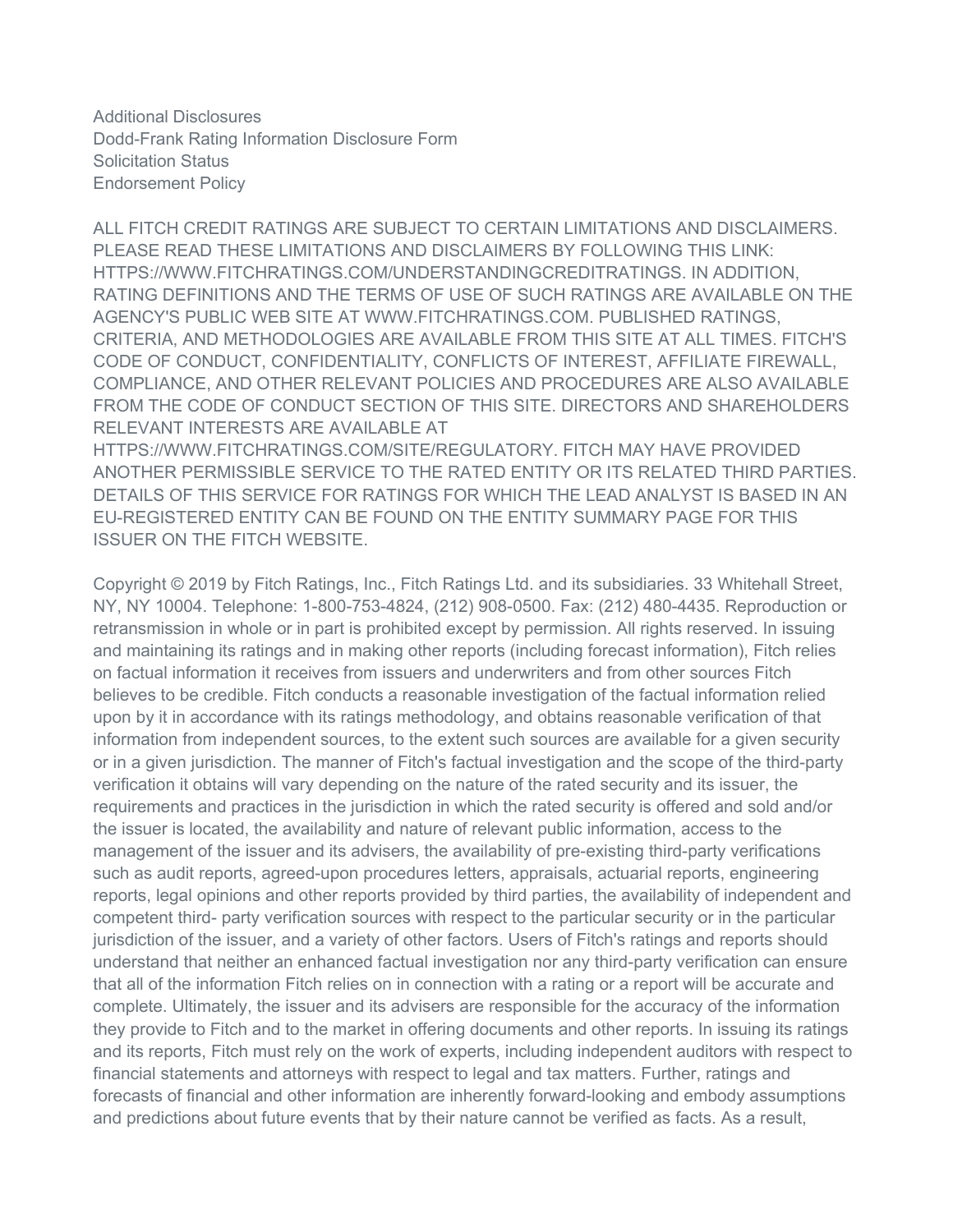Additional Disclosures
Dodd-Frank Rating Information Disclosure Form
Solicitation Status
Endorsement Policy

ALL FITCH CREDIT RATINGS ARE SUBJECT TO CERTAIN LIMITATIONS AND DISCLAIMERS. PLEASE READ THESE LIMITATIONS AND DISCLAIMERS BY FOLLOWING THIS LINK: HTTPS://WWW.FITCHRATINGS.COM/UNDERSTANDINGCREDITRATINGS. IN ADDITION, RATING DEFINITIONS AND THE TERMS OF USE OF SUCH RATINGS ARE AVAILABLE ON THE AGENCY'S PUBLIC WEB SITE AT WWW.FITCHRATINGS.COM. PUBLISHED RATINGS, CRITERIA, AND METHODOLOGIES ARE AVAILABLE FROM THIS SITE AT ALL TIMES. FITCH'S CODE OF CONDUCT, CONFIDENTIALITY, CONFLICTS OF INTEREST, AFFILIATE FIREWALL, COMPLIANCE, AND OTHER RELEVANT POLICIES AND PROCEDURES ARE ALSO AVAILABLE FROM THE CODE OF CONDUCT SECTION OF THIS SITE. DIRECTORS AND SHAREHOLDERS RELEVANT INTERESTS ARE AVAILABLE AT HTTPS://WWW.FITCHRATINGS.COM/SITE/REGULATORY. FITCH MAY HAVE PROVIDED ANOTHER PERMISSIBLE SERVICE TO THE RATED ENTITY OR ITS RELATED THIRD PARTIES. DETAILS OF THIS SERVICE FOR RATINGS FOR WHICH THE LEAD ANALYST IS BASED IN AN EU-REGISTERED ENTITY CAN BE FOUND ON THE ENTITY SUMMARY PAGE FOR THIS ISSUER ON THE FITCH WEBSITE.

Copyright © 2019 by Fitch Ratings, Inc., Fitch Ratings Ltd. and its subsidiaries. 33 Whitehall Street, NY, NY 10004. Telephone: 1-800-753-4824, (212) 908-0500. Fax: (212) 480-4435. Reproduction or retransmission in whole or in part is prohibited except by permission. All rights reserved. In issuing and maintaining its ratings and in making other reports (including forecast information), Fitch relies on factual information it receives from issuers and underwriters and from other sources Fitch believes to be credible. Fitch conducts a reasonable investigation of the factual information relied upon by it in accordance with its ratings methodology, and obtains reasonable verification of that information from independent sources, to the extent such sources are available for a given security or in a given jurisdiction. The manner of Fitch's factual investigation and the scope of the third-party verification it obtains will vary depending on the nature of the rated security and its issuer, the requirements and practices in the jurisdiction in which the rated security is offered and sold and/or the issuer is located, the availability and nature of relevant public information, access to the management of the issuer and its advisers, the availability of pre-existing third-party verifications such as audit reports, agreed-upon procedures letters, appraisals, actuarial reports, engineering reports, legal opinions and other reports provided by third parties, the availability of independent and competent third- party verification sources with respect to the particular security or in the particular jurisdiction of the issuer, and a variety of other factors. Users of Fitch's ratings and reports should understand that neither an enhanced factual investigation nor any third-party verification can ensure that all of the information Fitch relies on in connection with a rating or a report will be accurate and complete. Ultimately, the issuer and its advisers are responsible for the accuracy of the information they provide to Fitch and to the market in offering documents and other reports. In issuing its ratings and its reports, Fitch must rely on the work of experts, including independent auditors with respect to financial statements and attorneys with respect to legal and tax matters. Further, ratings and forecasts of financial and other information are inherently forward-looking and embody assumptions and predictions about future events that by their nature cannot be verified as facts. As a result,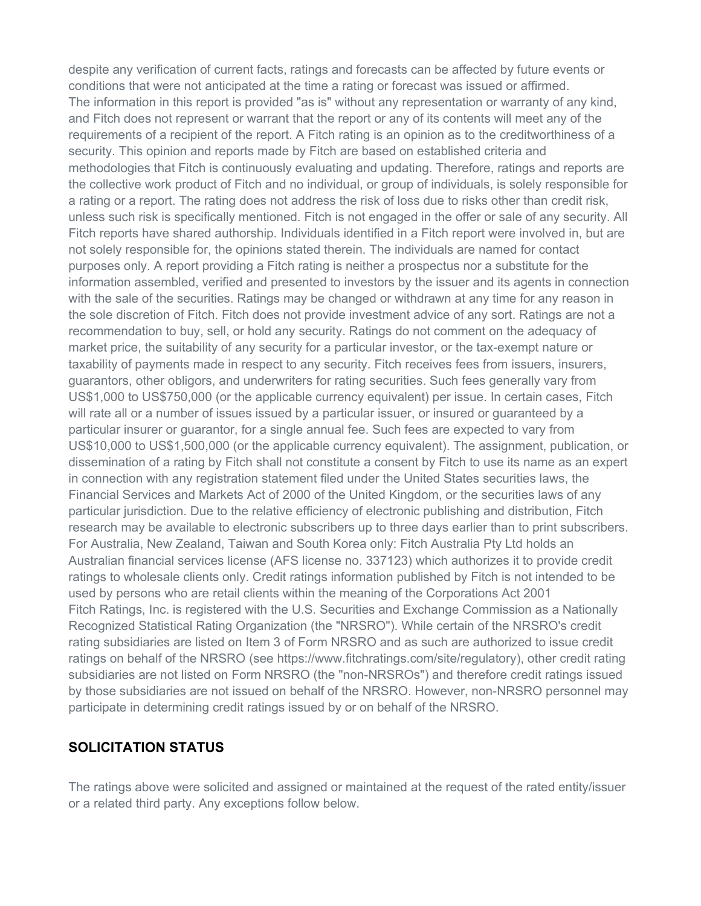despite any verification of current facts, ratings and forecasts can be affected by future events or conditions that were not anticipated at the time a rating or forecast was issued or affirmed.
The information in this report is provided "as is" without any representation or warranty of any kind, and Fitch does not represent or warrant that the report or any of its contents will meet any of the requirements of a recipient of the report. A Fitch rating is an opinion as to the creditworthiness of a security. This opinion and reports made by Fitch are based on established criteria and methodologies that Fitch is continuously evaluating and updating. Therefore, ratings and reports are the collective work product of Fitch and no individual, or group of individuals, is solely responsible for a rating or a report. The rating does not address the risk of loss due to risks other than credit risk, unless such risk is specifically mentioned. Fitch is not engaged in the offer or sale of any security. All Fitch reports have shared authorship. Individuals identified in a Fitch report were involved in, but are not solely responsible for, the opinions stated therein. The individuals are named for contact purposes only. A report providing a Fitch rating is neither a prospectus nor a substitute for the information assembled, verified and presented to investors by the issuer and its agents in connection with the sale of the securities. Ratings may be changed or withdrawn at any time for any reason in the sole discretion of Fitch. Fitch does not provide investment advice of any sort. Ratings are not a recommendation to buy, sell, or hold any security. Ratings do not comment on the adequacy of market price, the suitability of any security for a particular investor, or the tax-exempt nature or taxability of payments made in respect to any security. Fitch receives fees from issuers, insurers, guarantors, other obligors, and underwriters for rating securities. Such fees generally vary from US$1,000 to US$750,000 (or the applicable currency equivalent) per issue. In certain cases, Fitch will rate all or a number of issues issued by a particular issuer, or insured or guaranteed by a particular insurer or guarantor, for a single annual fee. Such fees are expected to vary from US$10,000 to US$1,500,000 (or the applicable currency equivalent). The assignment, publication, or dissemination of a rating by Fitch shall not constitute a consent by Fitch to use its name as an expert in connection with any registration statement filed under the United States securities laws, the Financial Services and Markets Act of 2000 of the United Kingdom, or the securities laws of any particular jurisdiction. Due to the relative efficiency of electronic publishing and distribution, Fitch research may be available to electronic subscribers up to three days earlier than to print subscribers.
For Australia, New Zealand, Taiwan and South Korea only: Fitch Australia Pty Ltd holds an Australian financial services license (AFS license no. 337123) which authorizes it to provide credit ratings to wholesale clients only. Credit ratings information published by Fitch is not intended to be used by persons who are retail clients within the meaning of the Corporations Act 2001
Fitch Ratings, Inc. is registered with the U.S. Securities and Exchange Commission as a Nationally Recognized Statistical Rating Organization (the "NRSRO"). While certain of the NRSRO's credit rating subsidiaries are listed on Item 3 of Form NRSRO and as such are authorized to issue credit ratings on behalf of the NRSRO (see https://www.fitchratings.com/site/regulatory), other credit rating subsidiaries are not listed on Form NRSRO (the "non-NRSROs") and therefore credit ratings issued by those subsidiaries are not issued on behalf of the NRSRO. However, non-NRSRO personnel may participate in determining credit ratings issued by or on behalf of the NRSRO.

## SOLICITATION STATUS

The ratings above were solicited and assigned or maintained at the request of the rated entity/issuer or a related third party. Any exceptions follow below.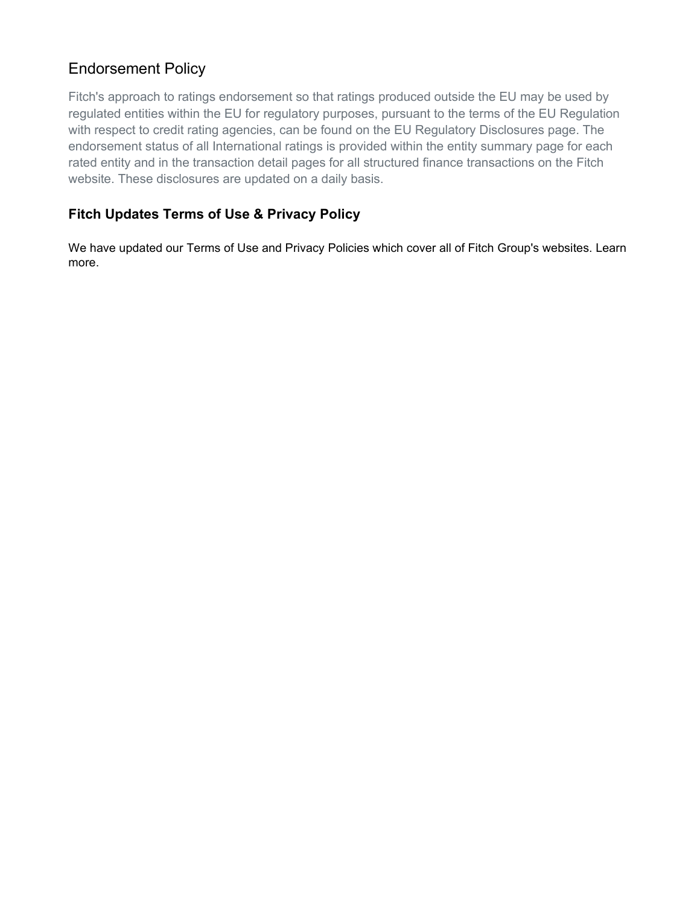## Endorsement Policy

Fitch's approach to ratings endorsement so that ratings produced outside the EU may be used by regulated entities within the EU for regulatory purposes, pursuant to the terms of the EU Regulation with respect to credit rating agencies, can be found on the EU Regulatory Disclosures page. The endorsement status of all International ratings is provided within the entity summary page for each rated entity and in the transaction detail pages for all structured finance transactions on the Fitch website. These disclosures are updated on a daily basis.

### Fitch Updates Terms of Use & Privacy Policy

We have updated our Terms of Use and Privacy Policies which cover all of Fitch Group's websites. Learn more.